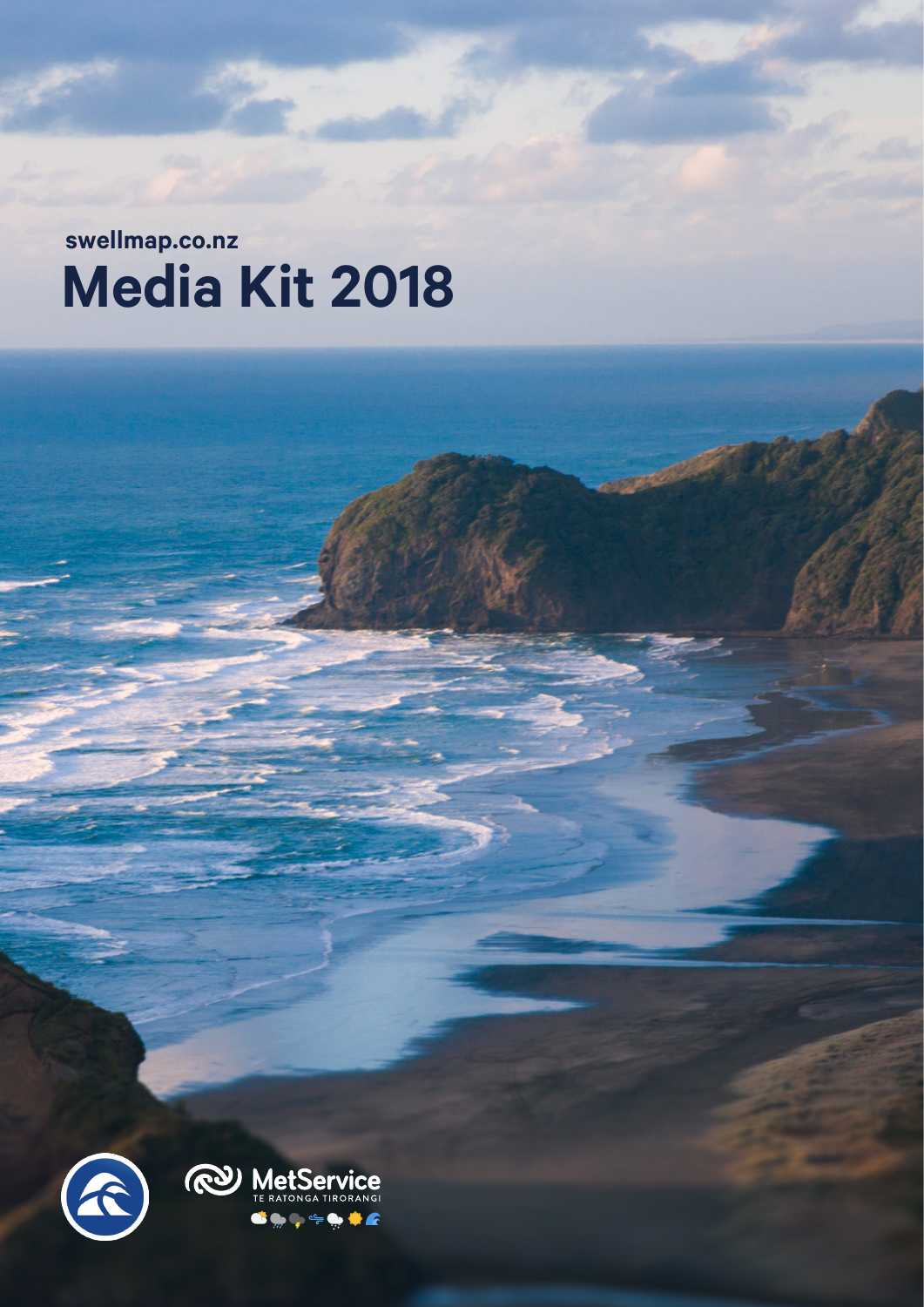swellmap.co.nz

# Media Kit 2018

MetService
TE RATONGA TIRORANGI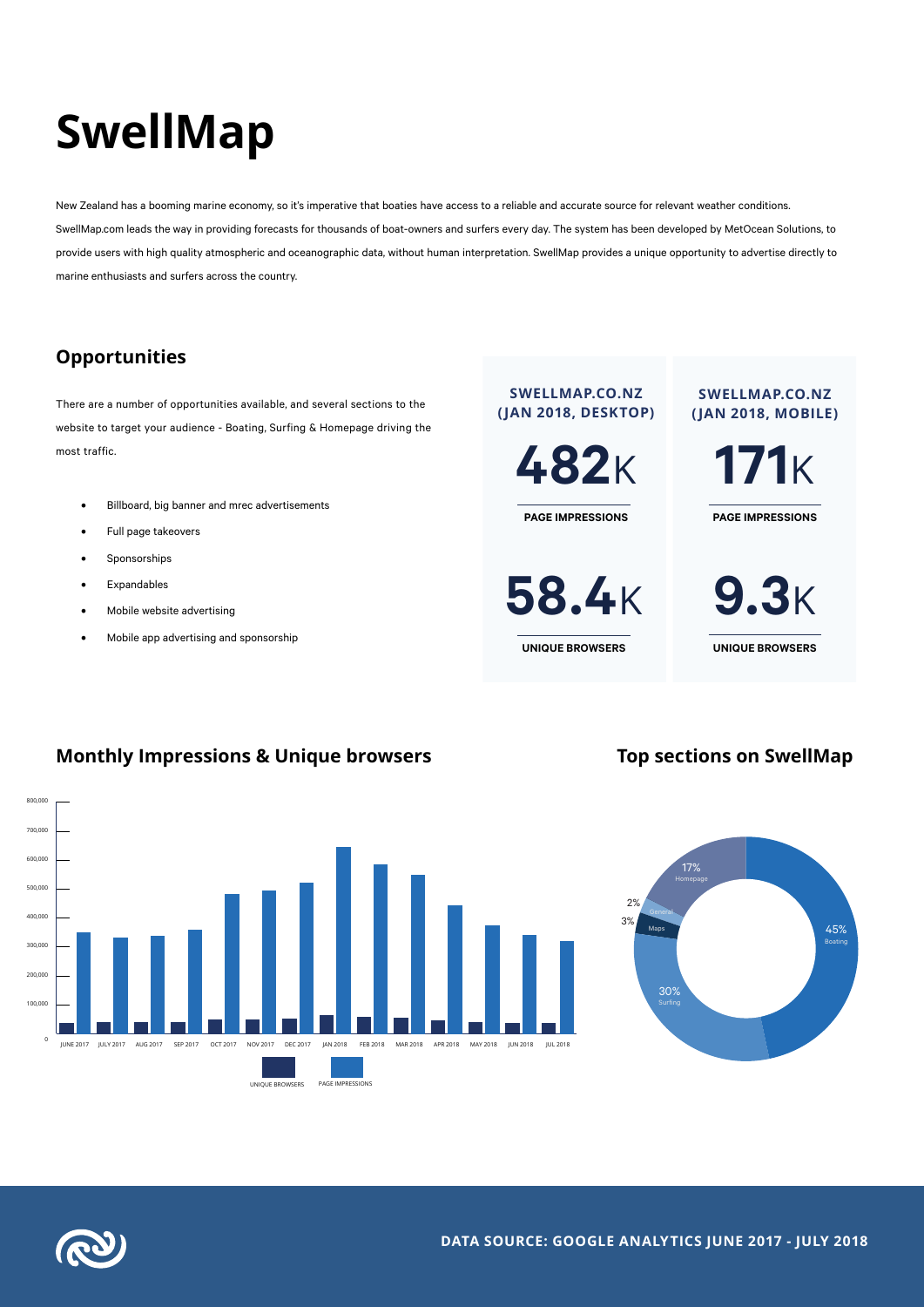# SwellMap

New Zealand has a booming marine economy, so it's imperative that boaties have access to a reliable and accurate source for relevant weather conditions. SwellMap.com leads the way in providing forecasts for thousands of boat-owners and surfers every day. The system has been developed by MetOcean Solutions, to provide users with high quality atmospheric and oceanographic data, without human interpretation. SwellMap provides a unique opportunity to advertise directly to marine enthusiasts and surfers across the country.

## Opportunities

There are a number of opportunities available, and several sections to the website to target your audience - Boating, Surfing & Homepage driving the most traffic.

- Billboard, big banner and mrec advertisements
- Full page takeovers
- Sponsorships
- Expandables
- Mobile website advertising
- Mobile app advertising and sponsorship

| SWELLMAP.CO.NZ (JAN 2018, DESKTOP) | SWELLMAP.CO.NZ (JAN 2018, MOBILE) |
|---|---|
| **482**K PAGE IMPRESSIONS | **171**K PAGE IMPRESSIONS |
| **58.4**K UNIQUE BROWSERS | **9.3**K UNIQUE BROWSERS |

## Monthly Impressions & Unique browsers

Months: JUNE 2017, JULY 2017, AUG 2017, SEP 2017, OCT 2017, NOV 2017, DEC 2017, JAN 2018, FEB 2018, MAR 2018, APR 2018, MAY 2018, JUN 2018, JUL 2018

Legend: UNIQUE BROWSERS, PAGE IMPRESSIONS

## Top sections on SwellMap

- 45% Boating
- 30% Surfing
- 17% Homepage
- 3% Maps
- 2% General

**DATA SOURCE: GOOGLE ANALYTICS JUNE 2017 - JULY 2018**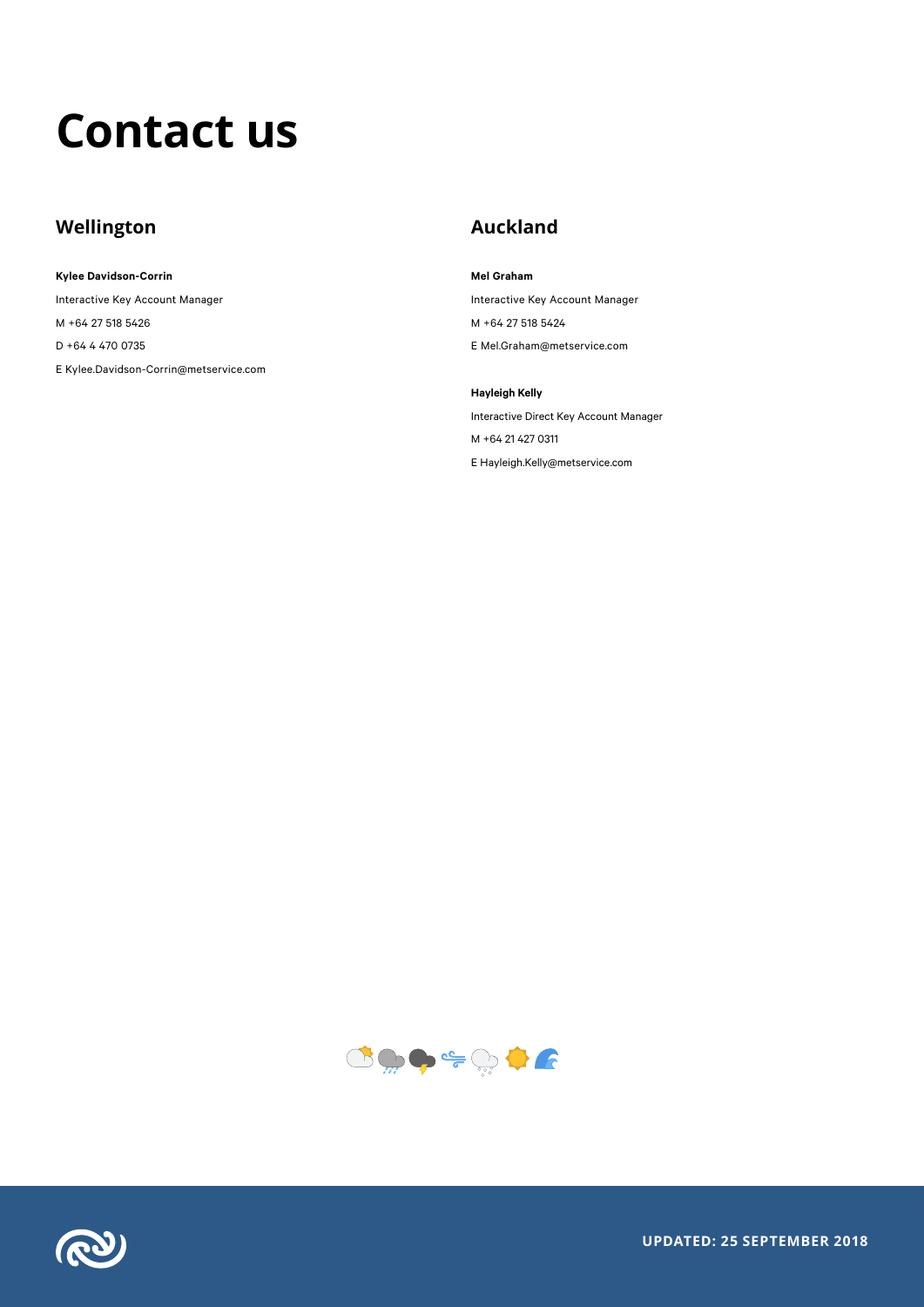# Contact us

## Wellington

**Kylee Davidson-Corrin**

Interactive Key Account Manager

M +64 27 518 5426

D +64 4 470 0735

E Kylee.Davidson-Corrin@metservice.com

## Auckland

**Mel Graham**

Interactive Key Account Manager

M +64 27 518 5424

E Mel.Graham@metservice.com

**Hayleigh Kelly**

Interactive Direct Key Account Manager

M +64 21 427 0311

E Hayleigh.Kelly@metservice.com

**UPDATED: 25 SEPTEMBER 2018**